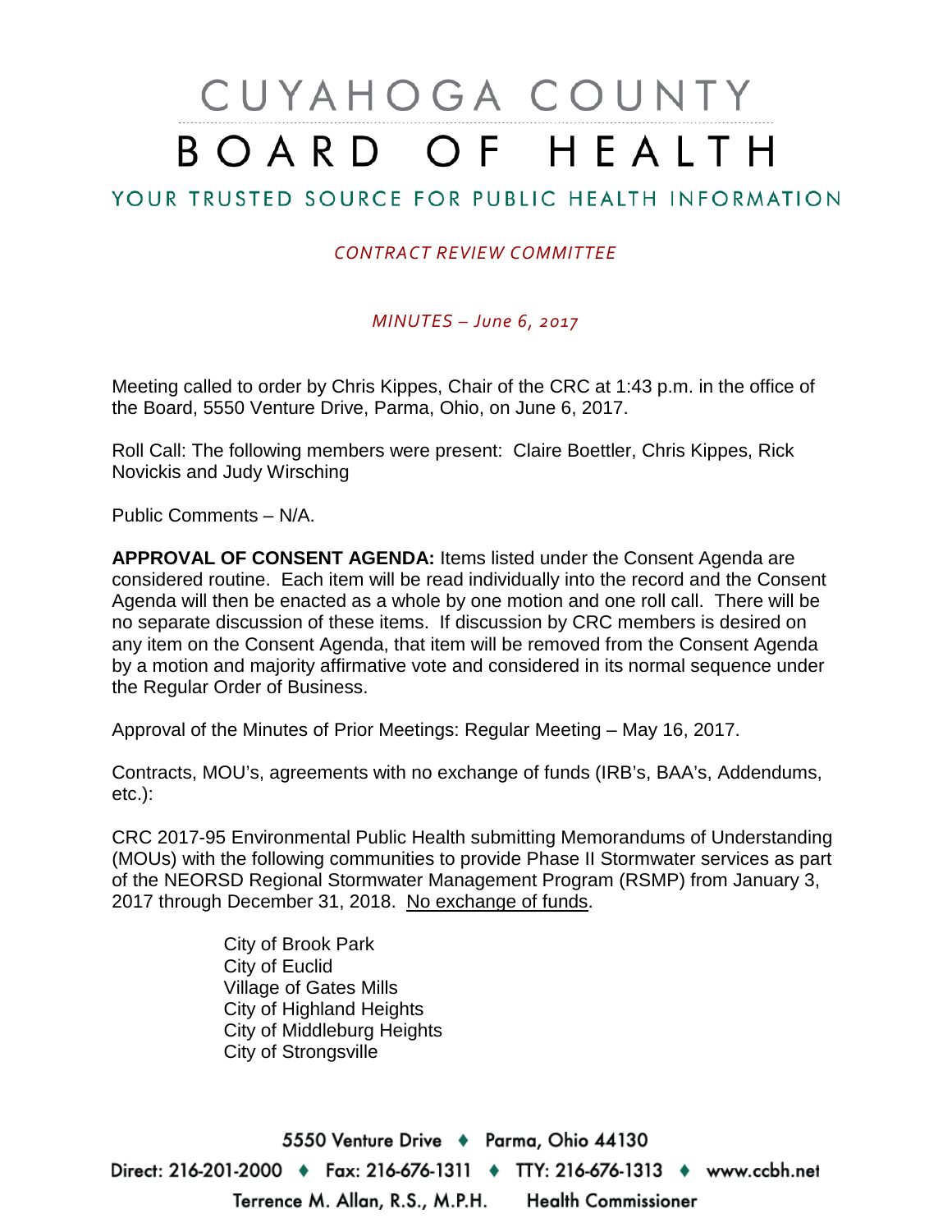# CUYAHOGA COUNTY BOARD OF HEALTH

## YOUR TRUSTED SOURCE FOR PUBLIC HEALTH INFORMATION

*CONTRACT REVIEW COMMITTEE*

*MINUTES – June 6, 2017*

Meeting called to order by Chris Kippes, Chair of the CRC at 1:43 p.m. in the office of the Board, 5550 Venture Drive, Parma, Ohio, on June 6, 2017.

Roll Call: The following members were present: Claire Boettler, Chris Kippes, Rick Novickis and Judy Wirsching

Public Comments – N/A.

**APPROVAL OF CONSENT AGENDA:** Items listed under the Consent Agenda are considered routine. Each item will be read individually into the record and the Consent Agenda will then be enacted as a whole by one motion and one roll call. There will be no separate discussion of these items. If discussion by CRC members is desired on any item on the Consent Agenda, that item will be removed from the Consent Agenda by a motion and majority affirmative vote and considered in its normal sequence under the Regular Order of Business.

Approval of the Minutes of Prior Meetings: Regular Meeting – May 16, 2017.

Contracts, MOU's, agreements with no exchange of funds (IRB's, BAA's, Addendums, etc.):

CRC 2017-95 Environmental Public Health submitting Memorandums of Understanding (MOUs) with the following communities to provide Phase II Stormwater services as part of the NEORSD Regional Stormwater Management Program (RSMP) from January 3, 2017 through December 31, 2018. No exchange of funds.

City of Brook Park
City of Euclid
Village of Gates Mills
City of Highland Heights
City of Middleburg Heights
City of Strongsville

5550 Venture Drive ♦ Parma, Ohio 44130
Direct: 216-201-2000 ♦ Fax: 216-676-1311 ♦ TTY: 216-676-1313 ♦ www.ccbh.net
Terrence M. Allan, R.S., M.P.H. Health Commissioner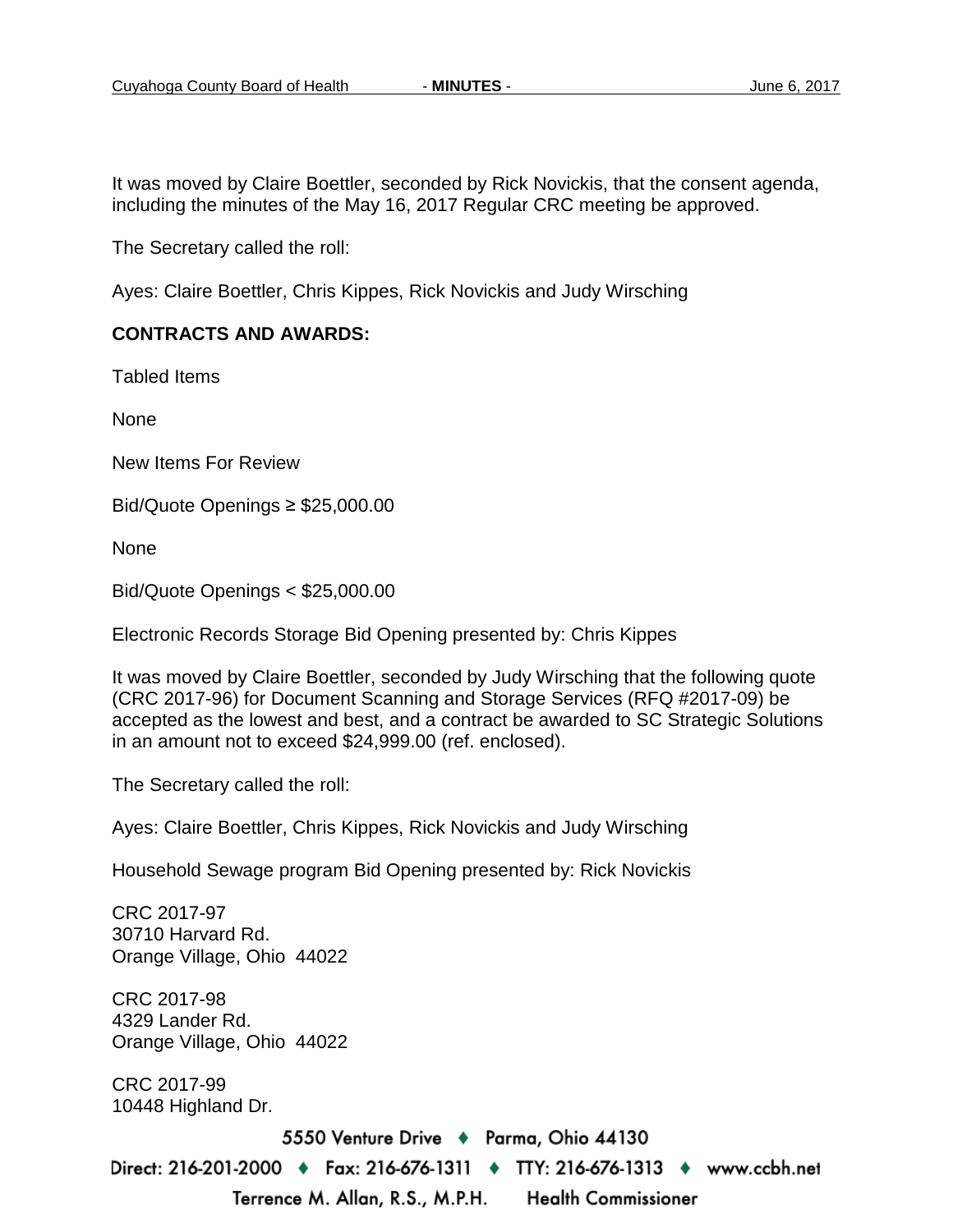It was moved by Claire Boettler, seconded by Rick Novickis, that the consent agenda, including the minutes of the May 16, 2017 Regular CRC meeting be approved.

The Secretary called the roll:

Ayes: Claire Boettler, Chris Kippes, Rick Novickis and Judy Wirsching

**CONTRACTS AND AWARDS:**

Tabled Items

None

New Items For Review

Bid/Quote Openings ≥ $25,000.00

None

Bid/Quote Openings < $25,000.00

Electronic Records Storage Bid Opening presented by: Chris Kippes

It was moved by Claire Boettler, seconded by Judy Wirsching that the following quote (CRC 2017-96) for Document Scanning and Storage Services (RFQ #2017-09) be accepted as the lowest and best, and a contract be awarded to SC Strategic Solutions in an amount not to exceed $24,999.00 (ref. enclosed).

The Secretary called the roll:

Ayes: Claire Boettler, Chris Kippes, Rick Novickis and Judy Wirsching

Household Sewage program Bid Opening presented by: Rick Novickis

CRC 2017-97
30710 Harvard Rd.
Orange Village, Ohio 44022

CRC 2017-98
4329 Lander Rd.
Orange Village, Ohio 44022

CRC 2017-99
10448 Highland Dr.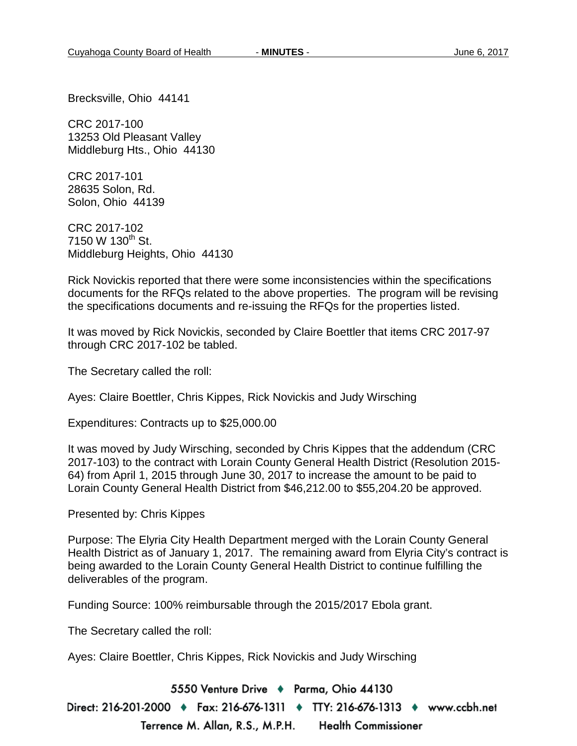Brecksville, Ohio 44141

CRC 2017-100
13253 Old Pleasant Valley
Middleburg Hts., Ohio 44130

CRC 2017-101
28635 Solon, Rd.
Solon, Ohio 44139

CRC 2017-102
7150 W 130th St.
Middleburg Heights, Ohio 44130

Rick Novickis reported that there were some inconsistencies within the specifications documents for the RFQs related to the above properties. The program will be revising the specifications documents and re-issuing the RFQs for the properties listed.

It was moved by Rick Novickis, seconded by Claire Boettler that items CRC 2017-97 through CRC 2017-102 be tabled.

The Secretary called the roll:

Ayes: Claire Boettler, Chris Kippes, Rick Novickis and Judy Wirsching

Expenditures: Contracts up to $25,000.00

It was moved by Judy Wirsching, seconded by Chris Kippes that the addendum (CRC 2017-103) to the contract with Lorain County General Health District (Resolution 2015-64) from April 1, 2015 through June 30, 2017 to increase the amount to be paid to Lorain County General Health District from $46,212.00 to $55,204.20 be approved.

Presented by: Chris Kippes

Purpose: The Elyria City Health Department merged with the Lorain County General Health District as of January 1, 2017. The remaining award from Elyria City's contract is being awarded to the Lorain County General Health District to continue fulfilling the deliverables of the program.

Funding Source: 100% reimbursable through the 2015/2017 Ebola grant.

The Secretary called the roll:

Ayes: Claire Boettler, Chris Kippes, Rick Novickis and Judy Wirsching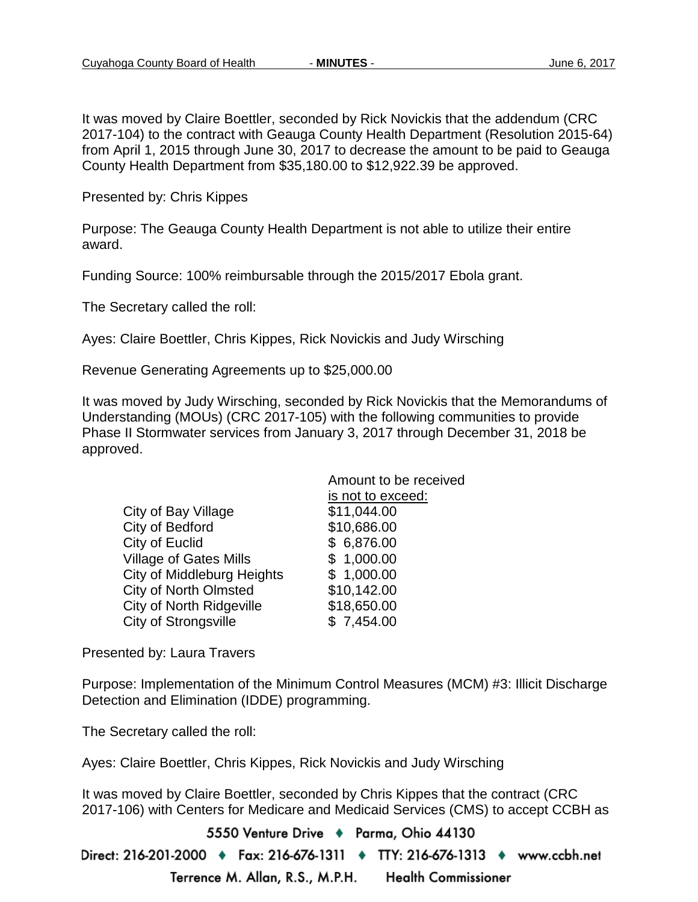It was moved by Claire Boettler, seconded by Rick Novickis that the addendum (CRC 2017-104) to the contract with Geauga County Health Department (Resolution 2015-64) from April 1, 2015 through June 30, 2017 to decrease the amount to be paid to Geauga County Health Department from $35,180.00 to $12,922.39 be approved.

Presented by: Chris Kippes

Purpose: The Geauga County Health Department is not able to utilize their entire award.

Funding Source: 100% reimbursable through the 2015/2017 Ebola grant.

The Secretary called the roll:

Ayes: Claire Boettler, Chris Kippes, Rick Novickis and Judy Wirsching

Revenue Generating Agreements up to $25,000.00

It was moved by Judy Wirsching, seconded by Rick Novickis that the Memorandums of Understanding (MOUs) (CRC 2017-105) with the following communities to provide Phase II Stormwater services from January 3, 2017 through December 31, 2018 be approved.

| | Amount to be received is not to exceed: |
|---|---|
| City of Bay Village | $11,044.00 |
| City of Bedford | $10,686.00 |
| City of Euclid | $ 6,876.00 |
| Village of Gates Mills | $ 1,000.00 |
| City of Middleburg Heights | $ 1,000.00 |
| City of North Olmsted | $10,142.00 |
| City of North Ridgeville | $18,650.00 |
| City of Strongsville | $ 7,454.00 |

Presented by: Laura Travers

Purpose: Implementation of the Minimum Control Measures (MCM) #3: Illicit Discharge Detection and Elimination (IDDE) programming.

The Secretary called the roll:

Ayes: Claire Boettler, Chris Kippes, Rick Novickis and Judy Wirsching

It was moved by Claire Boettler, seconded by Chris Kippes that the contract (CRC 2017-106) with Centers for Medicare and Medicaid Services (CMS) to accept CCBH as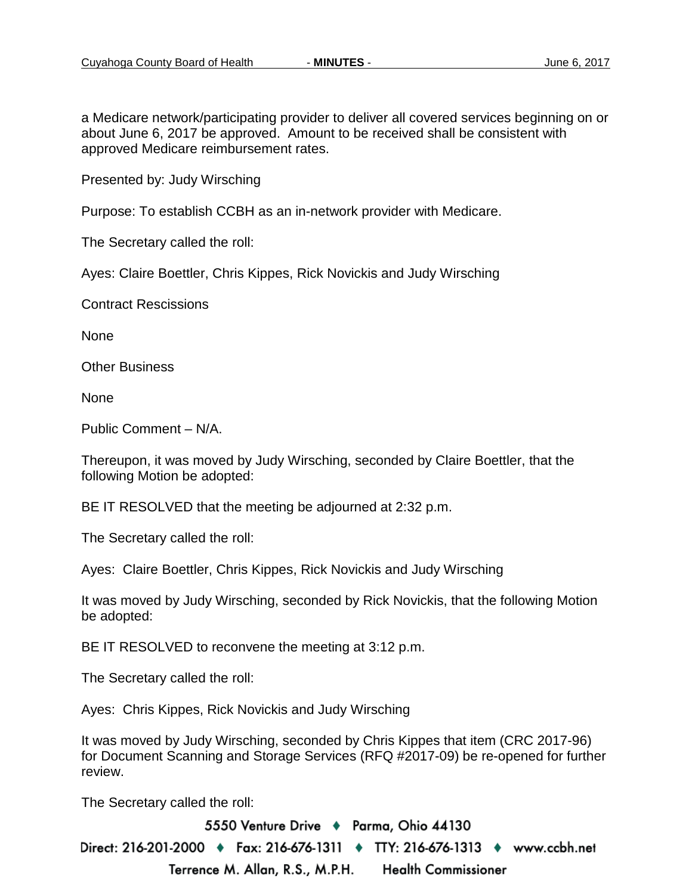a Medicare network/participating provider to deliver all covered services beginning on or about June 6, 2017 be approved. Amount to be received shall be consistent with approved Medicare reimbursement rates.

Presented by: Judy Wirsching

Purpose: To establish CCBH as an in-network provider with Medicare.

The Secretary called the roll:

Ayes: Claire Boettler, Chris Kippes, Rick Novickis and Judy Wirsching

Contract Rescissions

None

Other Business

None

Public Comment – N/A.

Thereupon, it was moved by Judy Wirsching, seconded by Claire Boettler, that the following Motion be adopted:

BE IT RESOLVED that the meeting be adjourned at 2:32 p.m.

The Secretary called the roll:

Ayes: Claire Boettler, Chris Kippes, Rick Novickis and Judy Wirsching

It was moved by Judy Wirsching, seconded by Rick Novickis, that the following Motion be adopted:

BE IT RESOLVED to reconvene the meeting at 3:12 p.m.

The Secretary called the roll:

Ayes: Chris Kippes, Rick Novickis and Judy Wirsching

It was moved by Judy Wirsching, seconded by Chris Kippes that item (CRC 2017-96) for Document Scanning and Storage Services (RFQ #2017-09) be re-opened for further review.

The Secretary called the roll: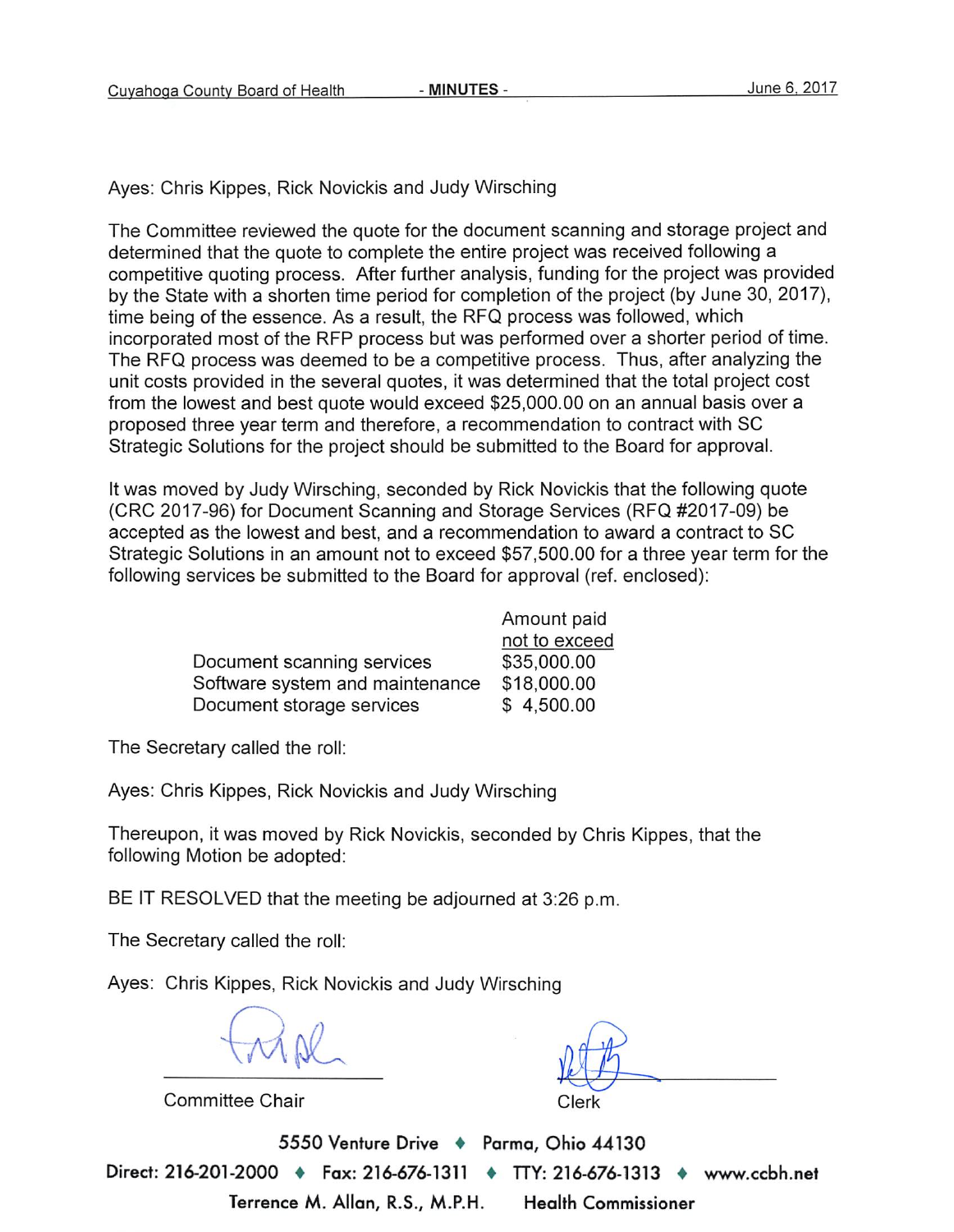Ayes: Chris Kippes, Rick Novickis and Judy Wirsching

The Committee reviewed the quote for the document scanning and storage project and determined that the quote to complete the entire project was received following a competitive quoting process. After further analysis, funding for the project was provided by the State with a shorten time period for completion of the project (by June 30, 2017), time being of the essence. As a result, the RFQ process was followed, which incorporated most of the RFP process but was performed over a shorter period of time. The RFQ process was deemed to be a competitive process. Thus, after analyzing the unit costs provided in the several quotes, it was determined that the total project cost from the lowest and best quote would exceed $25,000.00 on an annual basis over a proposed three year term and therefore, a recommendation to contract with SC Strategic Solutions for the project should be submitted to the Board for approval.

It was moved by Judy Wirsching, seconded by Rick Novickis that the following quote (CRC 2017-96) for Document Scanning and Storage Services (RFQ #2017-09) be accepted as the lowest and best, and a recommendation to award a contract to SC Strategic Solutions in an amount not to exceed $57,500.00 for a three year term for the following services be submitted to the Board for approval (ref. enclosed):

| | Amount paid not to exceed |
|---|---|
| Document scanning services | $35,000.00 |
| Software system and maintenance | $18,000.00 |
| Document storage services | $ 4,500.00 |

The Secretary called the roll:

Ayes: Chris Kippes, Rick Novickis and Judy Wirsching

Thereupon, it was moved by Rick Novickis, seconded by Chris Kippes, that the following Motion be adopted:

BE IT RESOLVED that the meeting be adjourned at 3:26 p.m.

The Secretary called the roll:

Ayes: Chris Kippes, Rick Novickis and Judy Wirsching

Committee Chair

Clerk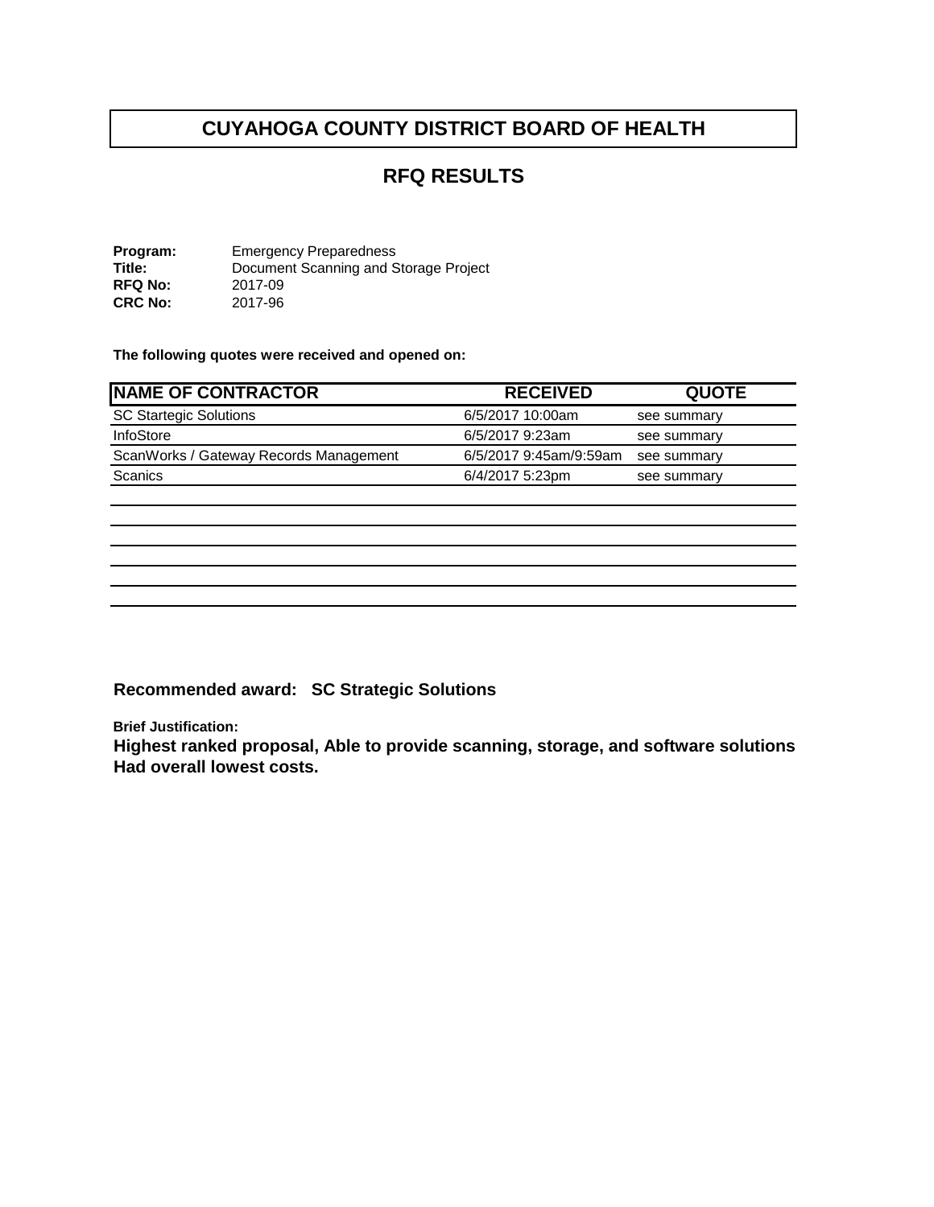# CUYAHOGA COUNTY DISTRICT BOARD OF HEALTH

## RFQ RESULTS

**Program:** Emergency Preparedness
**Title:** Document Scanning and Storage Project
**RFQ No:** 2017-09
**CRC No:** 2017-96

**The following quotes were received and opened on:**

| NAME OF CONTRACTOR | RECEIVED | QUOTE |
|---|---|---|
| SC Startegic Solutions | 6/5/2017 10:00am | see summary |
| InfoStore | 6/5/2017 9:23am | see summary |
| ScanWorks / Gateway Records Management | 6/5/2017 9:45am/9:59am | see summary |
| Scanics | 6/4/2017 5:23pm | see summary |

**Recommended award: SC Strategic Solutions**

**Brief Justification:**

**Highest ranked proposal, Able to provide scanning, storage, and software solutions Had overall lowest costs.**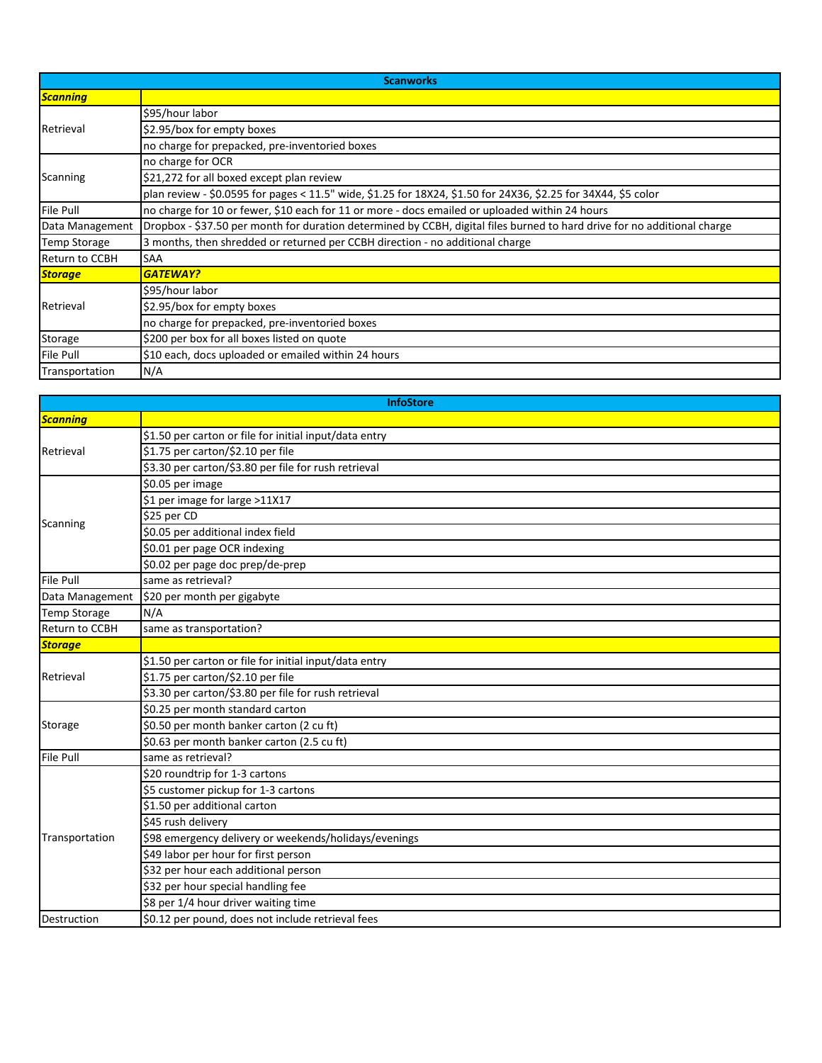| Scanworks | |
|---|---|
| ***Scanning*** | |
| Retrieval | $95/hour labor |
| | $2.95/box for empty boxes |
| | no charge for prepacked, pre-inventoried boxes |
| Scanning | no charge for OCR |
| | $21,272 for all boxed except plan review |
| | plan review - $0.0595 for pages < 11.5" wide, $1.25 for 18X24, $1.50 for 24X36, $2.25 for 34X44, $5 color |
| File Pull | no charge for 10 or fewer, $10 each for 11 or more - docs emailed or uploaded within 24 hours |
| Data Management | Dropbox - $37.50 per month for duration determined by CCBH, digital files burned to hard drive for no additional charge |
| Temp Storage | 3 months, then shredded or returned per CCBH direction - no additional charge |
| Return to CCBH | SAA |
| ***Storage*** | ***GATEWAY?*** |
| Retrieval | $95/hour labor |
| | $2.95/box for empty boxes |
| | no charge for prepacked, pre-inventoried boxes |
| Storage | $200 per box for all boxes listed on quote |
| File Pull | $10 each, docs uploaded or emailed within 24 hours |
| Transportation | N/A |

| InfoStore | |
|---|---|
| ***Scanning*** | |
| Retrieval | $1.50 per carton or file for initial input/data entry |
| | $1.75 per carton/$2.10 per file |
| | $3.30 per carton/$3.80 per file for rush retrieval |
| Scanning | $0.05 per image |
| | $1 per image for large >11X17 |
| | $25 per CD |
| | $0.05 per additional index field |
| | $0.01 per page OCR indexing |
| | $0.02 per page doc prep/de-prep |
| File Pull | same as retrieval? |
| Data Management | $20 per month per gigabyte |
| Temp Storage | N/A |
| Return to CCBH | same as transportation? |
| ***Storage*** | |
| Retrieval | $1.50 per carton or file for initial input/data entry |
| | $1.75 per carton/$2.10 per file |
| | $3.30 per carton/$3.80 per file for rush retrieval |
| Storage | $0.25 per month standard carton |
| | $0.50 per month banker carton (2 cu ft) |
| | $0.63 per month banker carton (2.5 cu ft) |
| File Pull | same as retrieval? |
| Transportation | $20 roundtrip for 1-3 cartons |
| | $5 customer pickup for 1-3 cartons |
| | $1.50 per additional carton |
| | $45 rush delivery |
| | $98 emergency delivery or weekends/holidays/evenings |
| | $49 labor per hour for first person |
| | $32 per hour each additional person |
| | $32 per hour special handling fee |
| | $8 per 1/4 hour driver waiting time |
| Destruction | $0.12 per pound, does not include retrieval fees |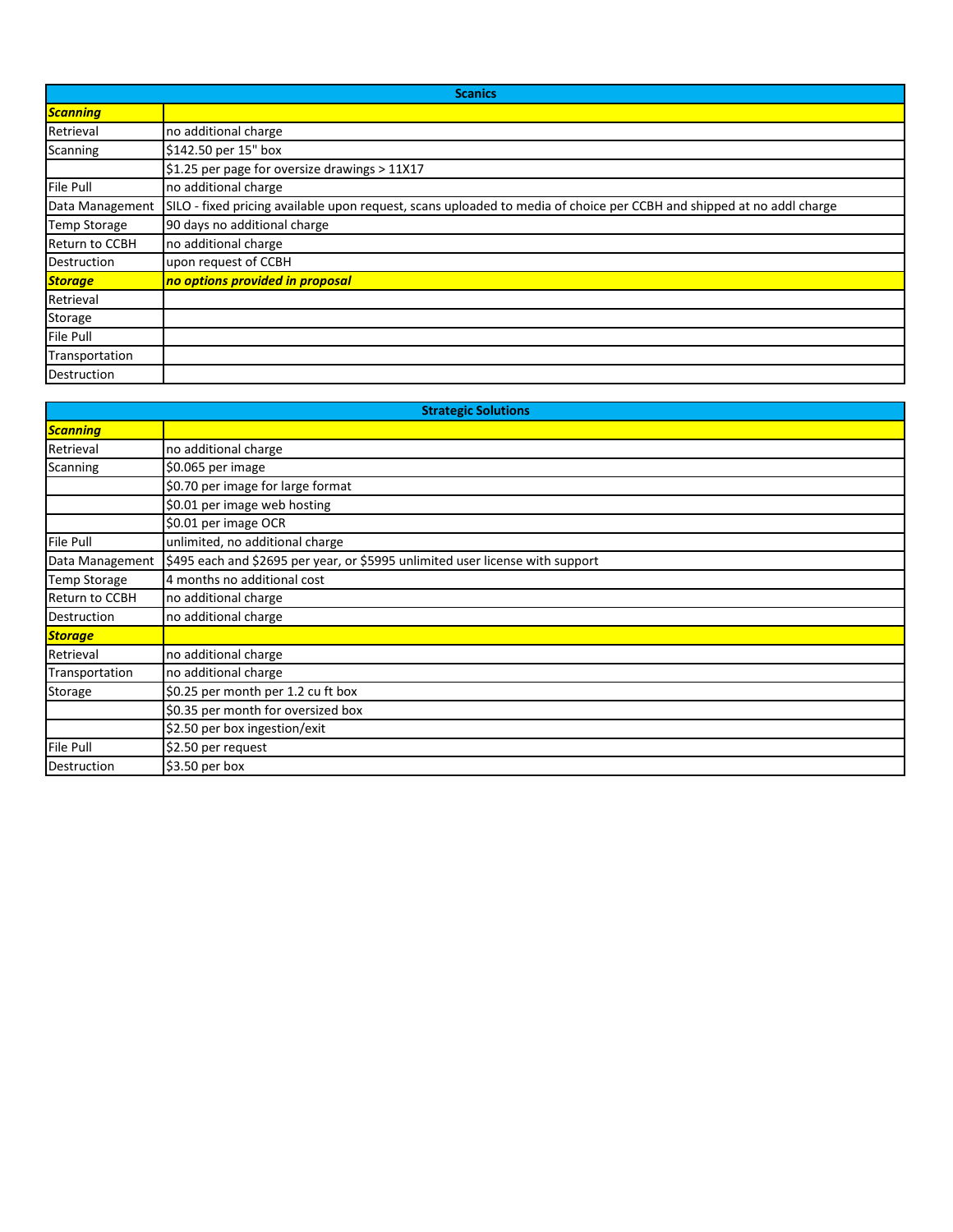| Scanics | |
|---|---|
| ***Scanning*** | |
| Retrieval | no additional charge |
| Scanning | $142.50 per 15" box |
| | $1.25 per page for oversize drawings > 11X17 |
| File Pull | no additional charge |
| Data Management | SILO - fixed pricing available upon request, scans uploaded to media of choice per CCBH and shipped at no addl charge |
| Temp Storage | 90 days no additional charge |
| Return to CCBH | no additional charge |
| Destruction | upon request of CCBH |
| ***Storage*** | ***no options provided in proposal*** |
| Retrieval | |
| Storage | |
| File Pull | |
| Transportation | |
| Destruction | |

| Strategic Solutions | |
|---|---|
| ***Scanning*** | |
| Retrieval | no additional charge |
| Scanning | $0.065 per image |
| | $0.70 per image for large format |
| | $0.01 per image web hosting |
| | $0.01 per image OCR |
| File Pull | unlimited, no additional charge |
| Data Management | $495 each and $2695 per year, or $5995 unlimited user license with support |
| Temp Storage | 4 months no additional cost |
| Return to CCBH | no additional charge |
| Destruction | no additional charge |
| ***Storage*** | |
| Retrieval | no additional charge |
| Transportation | no additional charge |
| Storage | $0.25 per month per 1.2 cu ft box |
| | $0.35 per month for oversized box |
| | $2.50 per box ingestion/exit |
| File Pull | $2.50 per request |
| Destruction | $3.50 per box |